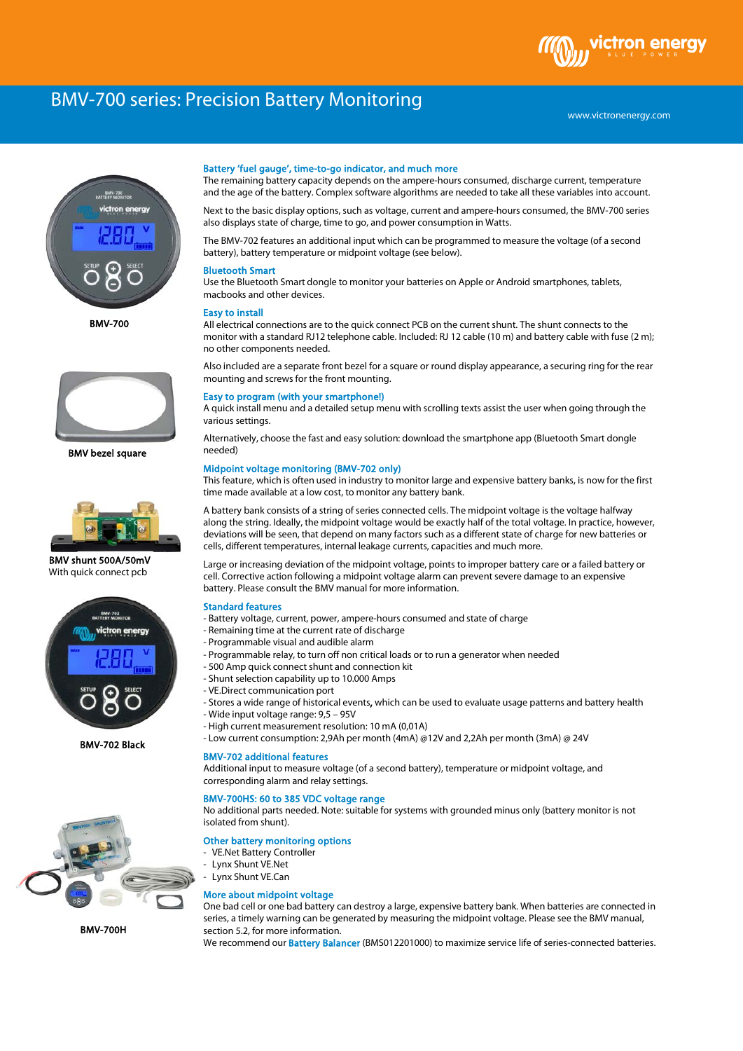# BMV-700 series: Precision Battery Monitoring

www.victronenergy.com

BMV-700

BMV bezel square

BMV shunt 500A/50mV
With quick connect pcb

BMV-702 Black

BMV-700H

### Battery 'fuel gauge', time-to-go indicator, and much more

The remaining battery capacity depends on the ampere-hours consumed, discharge current, temperature and the age of the battery. Complex software algorithms are needed to take all these variables into account.

Next to the basic display options, such as voltage, current and ampere-hours consumed, the BMV-700 series also displays state of charge, time to go, and power consumption in Watts.

The BMV-702 features an additional input which can be programmed to measure the voltage (of a second battery), battery temperature or midpoint voltage (see below).

### Bluetooth Smart

Use the Bluetooth Smart dongle to monitor your batteries on Apple or Android smartphones, tablets, macbooks and other devices.

### Easy to install

All electrical connections are to the quick connect PCB on the current shunt. The shunt connects to the monitor with a standard RJ12 telephone cable. Included: RJ 12 cable (10 m) and battery cable with fuse (2 m); no other components needed.

Also included are a separate front bezel for a square or round display appearance, a securing ring for the rear mounting and screws for the front mounting.

### Easy to program (with your smartphone!)

A quick install menu and a detailed setup menu with scrolling texts assist the user when going through the various settings.

Alternatively, choose the fast and easy solution: download the smartphone app (Bluetooth Smart dongle needed)

### Midpoint voltage monitoring (BMV-702 only)

This feature, which is often used in industry to monitor large and expensive battery banks, is now for the first time made available at a low cost, to monitor any battery bank.

A battery bank consists of a string of series connected cells. The midpoint voltage is the voltage halfway along the string. Ideally, the midpoint voltage would be exactly half of the total voltage. In practice, however, deviations will be seen, that depend on many factors such as a different state of charge for new batteries or cells, different temperatures, internal leakage currents, capacities and much more.

Large or increasing deviation of the midpoint voltage, points to improper battery care or a failed battery or cell. Corrective action following a midpoint voltage alarm can prevent severe damage to an expensive battery. Please consult the BMV manual for more information.

### Standard features

- Battery voltage, current, power, ampere-hours consumed and state of charge
- Remaining time at the current rate of discharge
- Programmable visual and audible alarm
- Programmable relay, to turn off non critical loads or to run a generator when needed
- 500 Amp quick connect shunt and connection kit
- Shunt selection capability up to 10.000 Amps
- VE.Direct communication port
- Stores a wide range of historical events, which can be used to evaluate usage patterns and battery health
- Wide input voltage range: 9,5 – 95V
- High current measurement resolution: 10 mA (0,01A)
- Low current consumption: 2,9Ah per month (4mA) @12V and 2,2Ah per month (3mA) @ 24V

### BMV-702 additional features

Additional input to measure voltage (of a second battery), temperature or midpoint voltage, and corresponding alarm and relay settings.

### BMV-700HS: 60 to 385 VDC voltage range

No additional parts needed. Note: suitable for systems with grounded minus only (battery monitor is not isolated from shunt).

### Other battery monitoring options

- VE.Net Battery Controller
- Lynx Shunt VE.Net
- Lynx Shunt VE.Can

### More about midpoint voltage

One bad cell or one bad battery can destroy a large, expensive battery bank. When batteries are connected in series, a timely warning can be generated by measuring the midpoint voltage. Please see the BMV manual, section 5.2, for more information.

We recommend our Battery Balancer (BMS012201000) to maximize service life of series-connected batteries.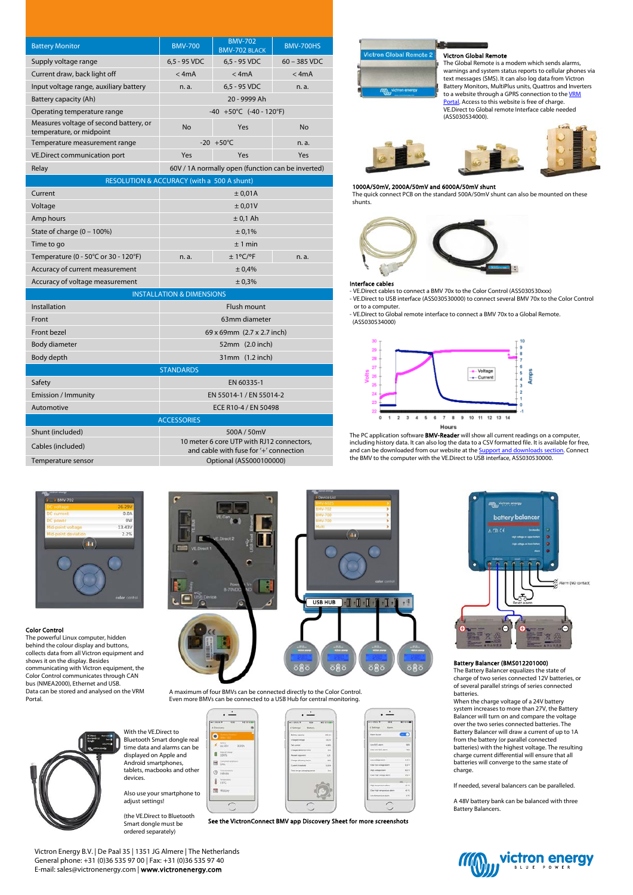| Battery Monitor | BMV-700 | BMV-702 BMV-702 BLACK | BMV-700HS |
|---|---|---|---|
| Supply voltage range | 6,5 - 95 VDC | 6,5 - 95 VDC | 60 – 385 VDC |
| Current draw, back light off | < 4mA | < 4mA | < 4mA |
| Input voltage range, auxiliary battery | n. a. | 6,5 - 95 VDC | n. a. |
| Battery capacity (Ah) | 20 - 9999 Ah | | |
| Operating temperature range | -40 +50°C (-40 - 120°F) | | |
| Measures voltage of second battery, or temperature, or midpoint | No | Yes | No |
| Temperature measurement range | -20 +50°C | | n. a. |
| VE.Direct communication port | Yes | Yes | Yes |
| Relay | 60V / 1A normally open (function can be inverted) | | |
| **RESOLUTION & ACCURACY (with a 500 A shunt)** | | | |
| Current | ± 0,01A | | |
| Voltage | ± 0,01V | | |
| Amp hours | ± 0,1 Ah | | |
| State of charge (0 – 100%) | ± 0,1% | | |
| Time to go | ± 1 min | | |
| Temperature (0 - 50°C or 30 - 120°F) | n. a. | ± 1°C/°F | n. a. |
| Accuracy of current measurement | ± 0,4% | | |
| Accuracy of voltage measurement | ± 0,3% | | |
| **INSTALLATION & DIMENSIONS** | | | |
| Installation | Flush mount | | |
| Front | 63mm diameter | | |
| Front bezel | 69 x 69mm (2.7 x 2.7 inch) | | |
| Body diameter | 52mm (2.0 inch) | | |
| Body depth | 31mm (1.2 inch) | | |
| **STANDARDS** | | | |
| Safety | EN 60335-1 | | |
| Emission / Immunity | EN 55014-1 / EN 55014-2 | | |
| Automotive | ECE R10-4 / EN 50498 | | |
| **ACCESSORIES** | | | |
| Shunt (included) | 500A / 50mV | | |
| Cables (included) | 10 meter 6 core UTP with RJ12 connectors, and cable with fuse for '+' connection | | |
| Temperature sensor | Optional (ASS000100000) | | |

**Victron Global Remote**
The Global Remote is a modem which sends alarms, warnings and system status reports to cellular phones via text messages (SMS). It can also log data from Victron Battery Monitors, MultiPlus units, Quattros and Inverters to a website through a GPRS connection to the VRM Portal. Access to this website is free of charge.
VE.Direct to Global remote Interface cable needed (ASS030534000).

**1000A/50mV, 2000A/50mV and 6000A/50mV shunt**
The quick connect PCB on the standard 500A/50mV shunt can also be mounted on these shunts.

**Interface cables**
- VE.Direct cables to connect a BMV 70x to the Color Control (ASS030530xxx)
- VE.Direct to USB interface (ASS030530000) to connect several BMV 70x to the Color Control or to a computer.
- VE.Direct to Global remote interface to connect a BMV 70x to a Global Remote. (ASS030534000)

Volts
Amps
Voltage
Current
Hours

The PC application software **BMV-Reader** will show all current readings on a computer, including history data. It can also log the data to a CSV formatted file. It is available for free, and can be downloaded from our website at the Support and downloads section. Connect the BMV to the computer with the VE.Direct to USB interface, ASS030530000.

**Color Control**
The powerful Linux computer, hidden behind the colour display and buttons, collects data from all Victron equipment and shows it on the display. Besides communicating with Victron equipment, the Color Control communicates through CAN bus (NMEA2000), Ethernet and USB.
Data can be stored and analysed on the VRM Portal.

A maximum of four BMVs can be connected directly to the Color Control.
Even more BMVs can be connected to a USB Hub for central monitoring.

**Battery Balancer (BMS012201000)**
The Battery Balancer equalizes the state of charge of two series connected 12V batteries, or of several parallel strings of series connected batteries.
When the charge voltage of a 24V battery system increases to more than 27V, the Battery Balancer will turn on and compare the voltage over the two series connected batteries. The Battery Balancer will draw a current of up to 1A from the battery (or parallel connected batteries) with the highest voltage. The resulting charge current differential will ensure that all batteries will converge to the same state of charge.

If needed, several balancers can be paralleled.

A 48V battery bank can be balanced with three Battery Balancers.

With the VE.Direct to Bluetooth Smart dongle real time data and alarms can be displayed on Apple and Android smartphones, tablets, macbooks and other devices.

Also use your smartphone to adjust settings!

(the VE.Direct to Bluetooth Smart dongle must be ordered separately)

**See the VictronConnect BMV app Discovery Sheet for more screenshots**

Victron Energy B.V. | De Paal 35 | 1351 JG Almere | The Netherlands
General phone: +31 (0)36 535 97 00 | Fax: +31 (0)36 535 97 40
E-mail: sales@victronenergy.com | **www.victronenergy.com**